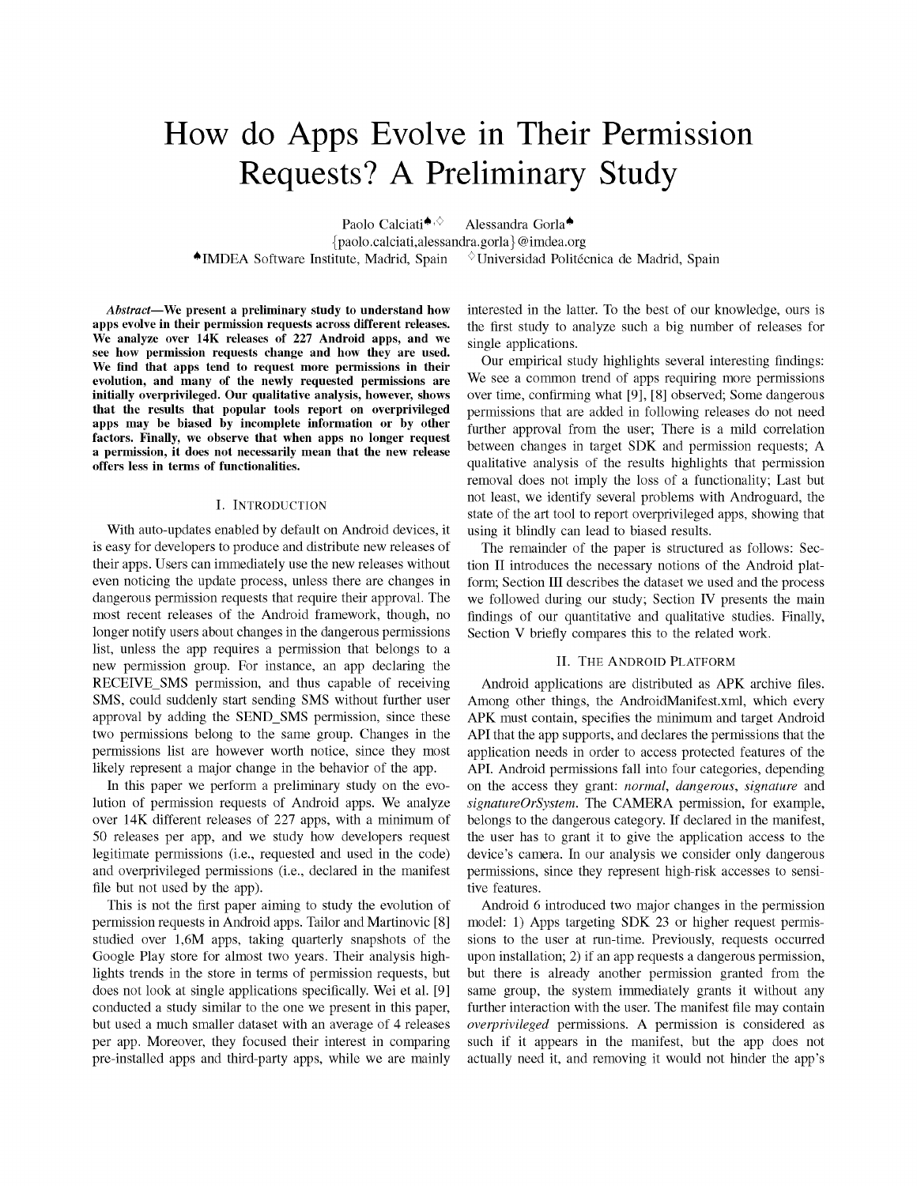# How do Apps Evolve in Their Permission Requests? A Preliminary Study

Paolo Calciati[♠,♢] Alessandra Gorla[♠]

{paolo.calciati,alessandra.gorla}@imdea.org

[♠]IMDEA Software Institute, Madrid, Spain [♢]Universidad Politécnica de Madrid, Spain

***Abstract*—We present a preliminary study to understand how apps evolve in their permission requests across different releases. We analyze over 14K releases of 227 Android apps, and we see how permission requests change and how they are used. We find that apps tend to request more permissions in their evolution, and many of the newly requested permissions are initially overprivileged. Our qualitative analysis, however, shows that the results that popular tools report on overprivileged apps may be biased by incomplete information or by other factors. Finally, we observe that when apps no longer request a permission, it does not necessarily mean that the new release offers less in terms of functionalities.**

## I. Introduction

With auto-updates enabled by default on Android devices, it is easy for developers to produce and distribute new releases of their apps. Users can immediately use the new releases without even noticing the update process, unless there are changes in dangerous permission requests that require their approval. The most recent releases of the Android framework, though, no longer notify users about changes in the dangerous permissions list, unless the app requires a permission that belongs to a new permission group. For instance, an app declaring the RECEIVE_SMS permission, and thus capable of receiving SMS, could suddenly start sending SMS without further user approval by adding the SEND_SMS permission, since these two permissions belong to the same group. Changes in the permissions list are however worth notice, since they most likely represent a major change in the behavior of the app.

In this paper we perform a preliminary study on the evolution of permission requests of Android apps. We analyze over 14K different releases of 227 apps, with a minimum of 50 releases per app, and we study how developers request legitimate permissions (i.e., requested and used in the code) and overprivileged permissions (i.e., declared in the manifest file but not used by the app).

This is not the first paper aiming to study the evolution of permission requests in Android apps. Tailor and Martinovic [8] studied over 1,6M apps, taking quarterly snapshots of the Google Play store for almost two years. Their analysis highlights trends in the store in terms of permission requests, but does not look at single applications specifically. Wei et al. [9] conducted a study similar to the one we present in this paper, but used a much smaller dataset with an average of 4 releases per app. Moreover, they focused their interest in comparing pre-installed apps and third-party apps, while we are mainly interested in the latter. To the best of our knowledge, ours is the first study to analyze such a big number of releases for single applications.

Our empirical study highlights several interesting findings: We see a common trend of apps requiring more permissions over time, confirming what [9], [8] observed; Some dangerous permissions that are added in following releases do not need further approval from the user; There is a mild correlation between changes in target SDK and permission requests; A qualitative analysis of the results highlights that permission removal does not imply the loss of a functionality; Last but not least, we identify several problems with Androguard, the state of the art tool to report overprivileged apps, showing that using it blindly can lead to biased results.

The remainder of the paper is structured as follows: Section II introduces the necessary notions of the Android platform; Section III describes the dataset we used and the process we followed during our study; Section IV presents the main findings of our quantitative and qualitative studies. Finally, Section V briefly compares this to the related work.

## II. The Android Platform

Android applications are distributed as APK archive files. Among other things, the AndroidManifest.xml, which every APK must contain, specifies the minimum and target Android API that the app supports, and declares the permissions that the application needs in order to access protected features of the API. Android permissions fall into four categories, depending on the access they grant: *normal*, *dangerous*, *signature* and *signatureOrSystem*. The CAMERA permission, for example, belongs to the dangerous category. If declared in the manifest, the user has to grant it to give the application access to the device's camera. In our analysis we consider only dangerous permissions, since they represent high-risk accesses to sensitive features.

Android 6 introduced two major changes in the permission model: 1) Apps targeting SDK 23 or higher request permissions to the user at run-time. Previously, requests occurred upon installation; 2) if an app requests a dangerous permission, but there is already another permission granted from the same group, the system immediately grants it without any further interaction with the user. The manifest file may contain *overprivileged* permissions. A permission is considered as such if it appears in the manifest, but the app does not actually need it, and removing it would not hinder the app's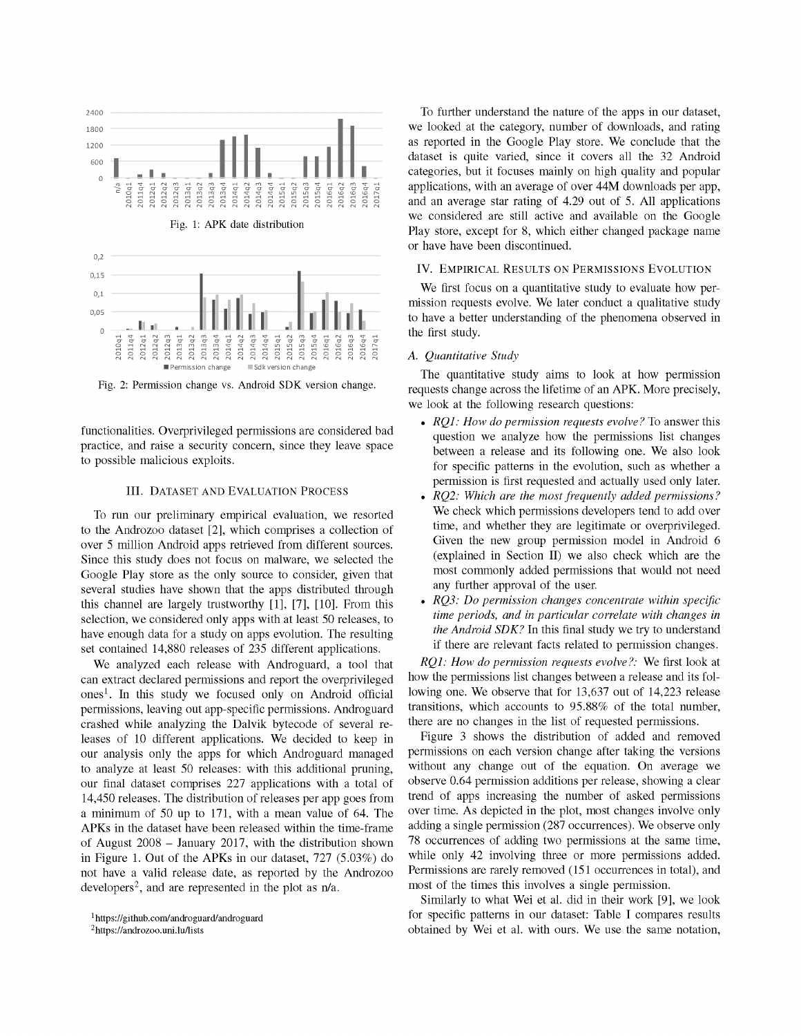Fig. 1: APK date distribution

Fig. 2: Permission change vs. Android SDK version change.

functionalities. Overprivileged permissions are considered bad practice, and raise a security concern, since they leave space to possible malicious exploits.

## III. Dataset and Evaluation Process

To run our preliminary empirical evaluation, we resorted to the Androzoo dataset [2], which comprises a collection of over 5 million Android apps retrieved from different sources. Since this study does not focus on malware, we selected the Google Play store as the only source to consider, given that several studies have shown that the apps distributed through this channel are largely trustworthy [1], [7], [10]. From this selection, we considered only apps with at least 50 releases, to have enough data for a study on apps evolution. The resulting set contained 14,880 releases of 235 different applications.

We analyzed each release with Androguard, a tool that can extract declared permissions and report the overprivileged ones[1]. In this study we focused only on Android official permissions, leaving out app-specific permissions. Androguard crashed while analyzing the Dalvik bytecode of several releases of 10 different applications. We decided to keep in our analysis only the apps for which Androguard managed to analyze at least 50 releases: with this additional pruning, our final dataset comprises 227 applications with a total of 14,450 releases. The distribution of releases per app goes from a minimum of 50 up to 171, with a mean value of 64. The APKs in the dataset have been released within the time-frame of August 2008 – January 2017, with the distribution shown in Figure 1. Out of the APKs in our dataset, 727 (5.03%) do not have a valid release date, as reported by the Androzoo developers[2], and are represented in the plot as n/a.

[1]https://github.com/androguard/androguard

[2]https://androzoo.uni.lu/lists

To further understand the nature of the apps in our dataset, we looked at the category, number of downloads, and rating as reported in the Google Play store. We conclude that the dataset is quite varied, since it covers all the 32 Android categories, but it focuses mainly on high quality and popular applications, with an average of over 44M downloads per app, and an average star rating of 4.29 out of 5. All applications we considered are still active and available on the Google Play store, except for 8, which either changed package name or have have been discontinued.

## IV. Empirical Results on Permissions Evolution

We first focus on a quantitative study to evaluate how permission requests evolve. We later conduct a qualitative study to have a better understanding of the phenomena observed in the first study.

### A. Quantitative Study

The quantitative study aims to look at how permission requests change across the lifetime of an APK. More precisely, we look at the following research questions:

- *RQ1: How do permission requests evolve?* To answer this question we analyze how the permissions list changes between a release and its following one. We also look for specific patterns in the evolution, such as whether a permission is first requested and actually used only later.
- *RQ2: Which are the most frequently added permissions?* We check which permissions developers tend to add over time, and whether they are legitimate or overprivileged. Given the new group permission model in Android 6 (explained in Section II) we also check which are the most commonly added permissions that would not need any further approval of the user.
- *RQ3: Do permission changes concentrate within specific time periods, and in particular correlate with changes in the Android SDK?* In this final study we try to understand if there are relevant facts related to permission changes.

*RQ1: How do permission requests evolve?:* We first look at how the permissions list changes between a release and its following one. We observe that for 13,637 out of 14,223 release transitions, which accounts to 95.88% of the total number, there are no changes in the list of requested permissions.

Figure 3 shows the distribution of added and removed permissions on each version change after taking the versions without any change out of the equation. On average we observe 0.64 permission additions per release, showing a clear trend of apps increasing the number of asked permissions over time. As depicted in the plot, most changes involve only adding a single permission (287 occurrences). We observe only 78 occurrences of adding two permissions at the same time, while only 42 involving three or more permissions added. Permissions are rarely removed (151 occurrences in total), and most of the times this involves a single permission.

Similarly to what Wei et al. did in their work [9], we look for specific patterns in our dataset: Table I compares results obtained by Wei et al. with ours. We use the same notation,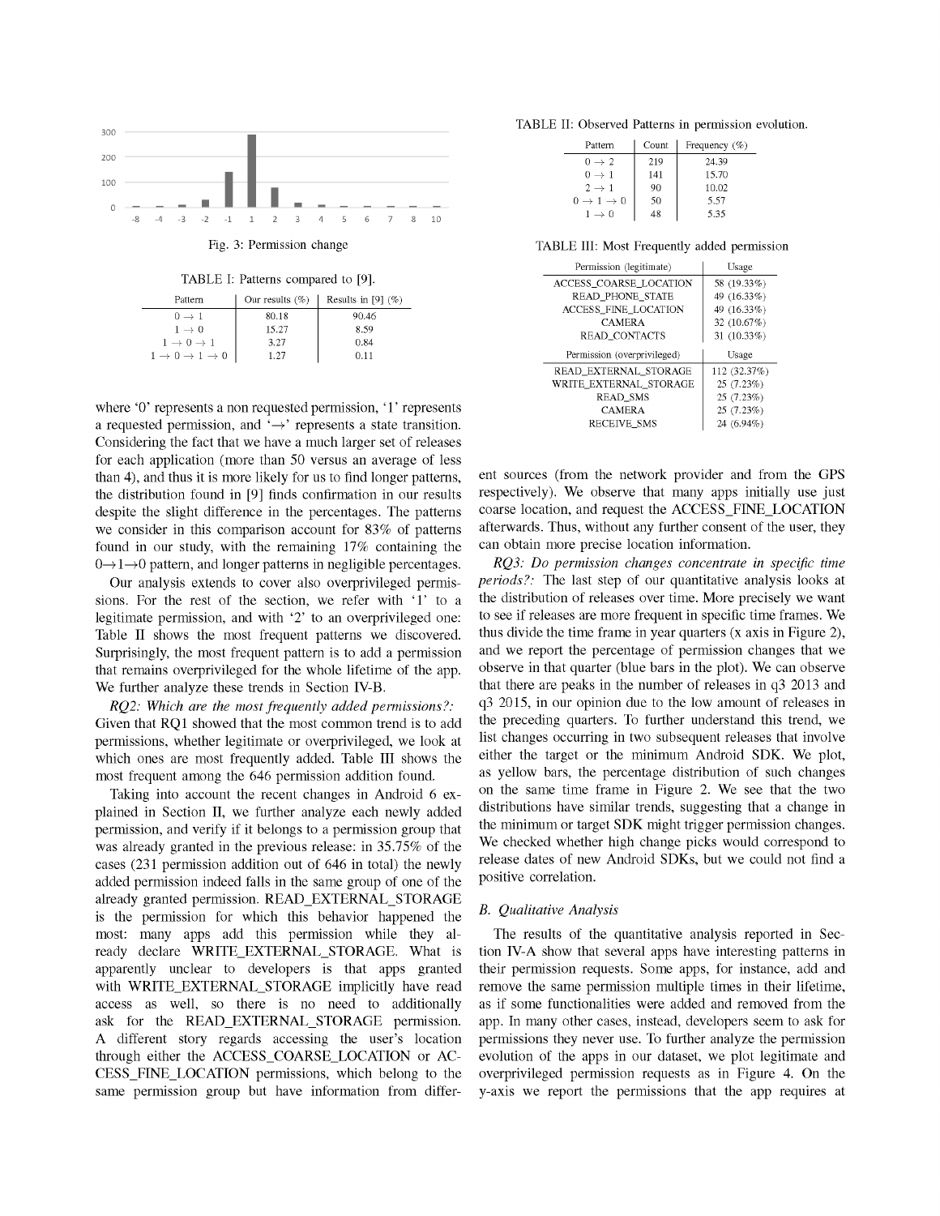Fig. 3: Permission change

TABLE I: Patterns compared to [9].

| Pattern | Our results (%) | Results in [9] (%) |
|---|---|---|
| $0 \to 1$ | 80.18 | 90.46 |
| $1 \to 0$ | 15.27 | 8.59 |
| $1 \to 0 \to 1$ | 3.27 | 0.84 |
| $1 \to 0 \to 1 \to 0$ | 1.27 | 0.11 |

where '0' represents a non requested permission, '1' represents a requested permission, and '→' represents a state transition. Considering the fact that we have a much larger set of releases for each application (more than 50 versus an average of less than 4), and thus it is more likely for us to find longer patterns, the distribution found in [9] finds confirmation in our results despite the slight difference in the percentages. The patterns we consider in this comparison account for 83% of patterns found in our study, with the remaining 17% containing the 0→1→0 pattern, and longer patterns in negligible percentages.

Our analysis extends to cover also overprivileged permissions. For the rest of the section, we refer with '1' to a legitimate permission, and with '2' to an overprivileged one: Table II shows the most frequent patterns we discovered. Surprisingly, the most frequent pattern is to add a permission that remains overprivileged for the whole lifetime of the app. We further analyze these trends in Section IV-B.

*RQ2: Which are the most frequently added permissions?:* Given that RQ1 showed that the most common trend is to add permissions, whether legitimate or overprivileged, we look at which ones are most frequently added. Table III shows the most frequent among the 646 permission addition found.

Taking into account the recent changes in Android 6 explained in Section II, we further analyze each newly added permission, and verify if it belongs to a permission group that was already granted in the previous release: in 35.75% of the cases (231 permission addition out of 646 in total) the newly added permission indeed falls in the same group of one of the already granted permission. READ_EXTERNAL_STORAGE is the permission for which this behavior happened the most: many apps add this permission while they already declare WRITE_EXTERNAL_STORAGE. What is apparently unclear to developers is that apps granted with WRITE_EXTERNAL_STORAGE implicitly have read access as well, so there is no need to additionally ask for the READ_EXTERNAL_STORAGE permission. A different story regards accessing the user's location through either the ACCESS_COARSE_LOCATION or ACCESS_FINE_LOCATION permissions, which belong to the same permission group but have information from different sources (from the network provider and from the GPS respectively). We observe that many apps initially use just coarse location, and request the ACCESS_FINE_LOCATION afterwards. Thus, without any further consent of the user, they can obtain more precise location information.

TABLE II: Observed Patterns in permission evolution.

| Pattern | Count | Frequency (%) |
|---|---|---|
| $0 \to 2$ | 219 | 24.39 |
| $0 \to 1$ | 141 | 15.70 |
| $2 \to 1$ | 90 | 10.02 |
| $0 \to 1 \to 0$ | 50 | 5.57 |
| $1 \to 0$ | 48 | 5.35 |

TABLE III: Most Frequently added permission

| Permission (legitimate) | Usage |
|---|---|
| ACCESS_COARSE_LOCATION | 58 (19.33%) |
| READ_PHONE_STATE | 49 (16.33%) |
| ACCESS_FINE_LOCATION | 49 (16.33%) |
| CAMERA | 32 (10.67%) |
| READ_CONTACTS | 31 (10.33%) |
| **Permission (overprivileged)** | **Usage** |
| READ_EXTERNAL_STORAGE | 112 (32.37%) |
| WRITE_EXTERNAL_STORAGE | 25 (7.23%) |
| READ_SMS | 25 (7.23%) |
| CAMERA | 25 (7.23%) |
| RECEIVE_SMS | 24 (6.94%) |

*RQ3: Do permission changes concentrate in specific time periods?:* The last step of our quantitative analysis looks at the distribution of releases over time. More precisely we want to see if releases are more frequent in specific time frames. We thus divide the time frame in year quarters (x axis in Figure 2), and we report the percentage of permission changes that we observe in that quarter (blue bars in the plot). We can observe that there are peaks in the number of releases in q3 2013 and q3 2015, in our opinion due to the low amount of releases in the preceding quarters. To further understand this trend, we list changes occurring in two subsequent releases that involve either the target or the minimum Android SDK. We plot, as yellow bars, the percentage distribution of such changes on the same time frame in Figure 2. We see that the two distributions have similar trends, suggesting that a change in the minimum or target SDK might trigger permission changes. We checked whether high change picks would correspond to release dates of new Android SDKs, but we could not find a positive correlation.

### B. Qualitative Analysis

The results of the quantitative analysis reported in Section IV-A show that several apps have interesting patterns in their permission requests. Some apps, for instance, add and remove the same permission multiple times in their lifetime, as if some functionalities were added and removed from the app. In many other cases, instead, developers seem to ask for permissions they never use. To further analyze the permission evolution of the apps in our dataset, we plot legitimate and overprivileged permission requests as in Figure 4. On the y-axis we report the permissions that the app requires at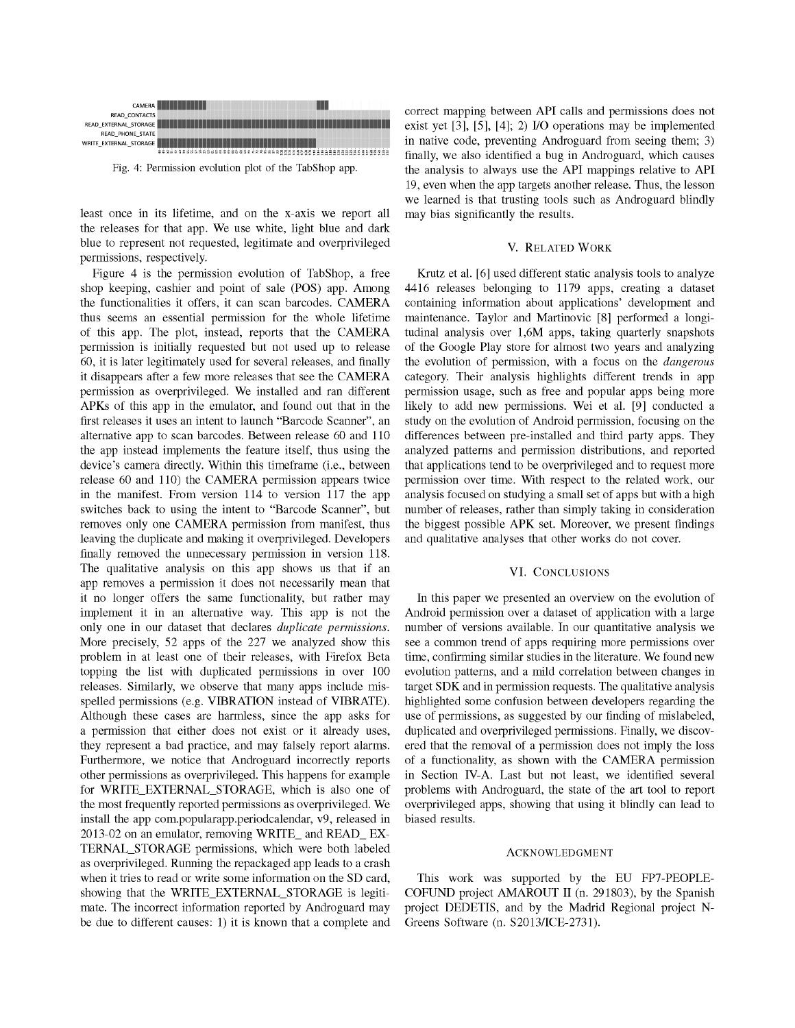Fig. 4: Permission evolution plot of the TabShop app.

least once in its lifetime, and on the x-axis we report all the releases for that app. We use white, light blue and dark blue to represent not requested, legitimate and overprivileged permissions, respectively.

Figure 4 is the permission evolution of TabShop, a free shop keeping, cashier and point of sale (POS) app. Among the functionalities it offers, it can scan barcodes. CAMERA thus seems an essential permission for the whole lifetime of this app. The plot, instead, reports that the CAMERA permission is initially requested but not used up to release 60, it is later legitimately used for several releases, and finally it disappears after a few more releases that see the CAMERA permission as overprivileged. We installed and ran different APKs of this app in the emulator, and found out that in the first releases it uses an intent to launch "Barcode Scanner", an alternative app to scan barcodes. Between release 60 and 110 the app instead implements the feature itself, thus using the device's camera directly. Within this timeframe (i.e., between release 60 and 110) the CAMERA permission appears twice in the manifest. From version 114 to version 117 the app switches back to using the intent to "Barcode Scanner", but removes only one CAMERA permission from manifest, thus leaving the duplicate and making it overprivileged. Developers finally removed the unnecessary permission in version 118. The qualitative analysis on this app shows us that if an app removes a permission it does not necessarily mean that it no longer offers the same functionality, but rather may implement it in an alternative way. This app is not the only one in our dataset that declares *duplicate permissions*. More precisely, 52 apps of the 227 we analyzed show this problem in at least one of their releases, with Firefox Beta topping the list with duplicated permissions in over 100 releases. Similarly, we observe that many apps include misspelled permissions (e.g. VIBRATION instead of VIBRATE). Although these cases are harmless, since the app asks for a permission that either does not exist or it already uses, they represent a bad practice, and may falsely report alarms. Furthermore, we notice that Androguard incorrectly reports other permissions as overprivileged. This happens for example for WRITE_EXTERNAL_STORAGE, which is also one of the most frequently reported permissions as overprivileged. We install the app com.popularapp.periodcalendar, v9, released in 2013-02 on an emulator, removing WRITE_ and READ_ EXTERNAL_STORAGE permissions, which were both labeled as overprivileged. Running the repackaged app leads to a crash when it tries to read or write some information on the SD card, showing that the WRITE_EXTERNAL_STORAGE is legitimate. The incorrect information reported by Androguard may be due to different causes: 1) it is known that a complete and correct mapping between API calls and permissions does not exist yet [3], [5], [4]; 2) I/O operations may be implemented in native code, preventing Androguard from seeing them; 3) finally, we also identified a bug in Androguard, which causes the analysis to always use the API mappings relative to API 19, even when the app targets another release. Thus, the lesson we learned is that trusting tools such as Androguard blindly may bias significantly the results.

## V. Related Work

Krutz et al. [6] used different static analysis tools to analyze 4416 releases belonging to 1179 apps, creating a dataset containing information about applications' development and maintenance. Taylor and Martinovic [8] performed a longitudinal analysis over 1,6M apps, taking quarterly snapshots of the Google Play store for almost two years and analyzing the evolution of permission, with a focus on the *dangerous* category. Their analysis highlights different trends in app permission usage, such as free and popular apps being more likely to add new permissions. Wei et al. [9] conducted a study on the evolution of Android permission, focusing on the differences between pre-installed and third party apps. They analyzed patterns and permission distributions, and reported that applications tend to be overprivileged and to request more permission over time. With respect to the related work, our analysis focused on studying a small set of apps but with a high number of releases, rather than simply taking in consideration the biggest possible APK set. Moreover, we present findings and qualitative analyses that other works do not cover.

## VI. Conclusions

In this paper we presented an overview on the evolution of Android permission over a dataset of application with a large number of versions available. In our quantitative analysis we see a common trend of apps requiring more permissions over time, confirming similar studies in the literature. We found new evolution patterns, and a mild correlation between changes in target SDK and in permission requests. The qualitative analysis highlighted some confusion between developers regarding the use of permissions, as suggested by our finding of mislabeled, duplicated and overprivileged permissions. Finally, we discovered that the removal of a permission does not imply the loss of a functionality, as shown with the CAMERA permission in Section IV-A. Last but not least, we identified several problems with Androguard, the state of the art tool to report overprivileged apps, showing that using it blindly can lead to biased results.

## Acknowledgment

This work was supported by the EU FP7-PEOPLE-COFUND project AMAROUT II (n. 291803), by the Spanish project DEDETIS, and by the Madrid Regional project N-Greens Software (n. S2013/ICE-2731).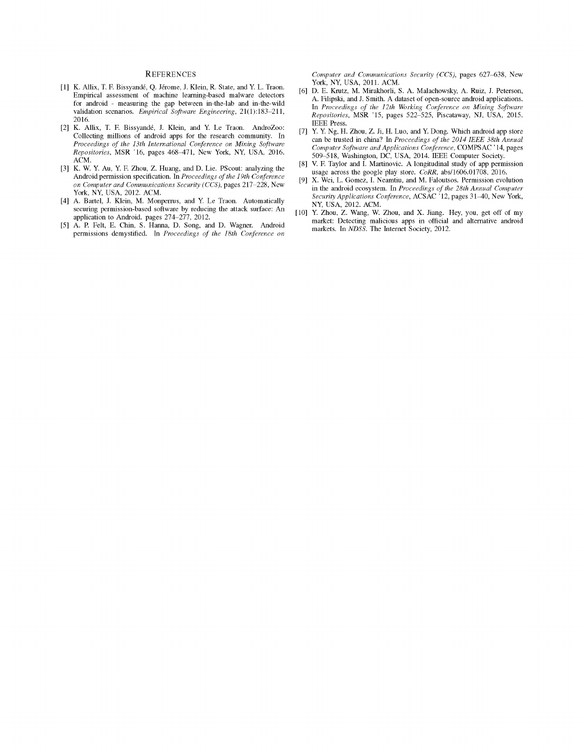# References

[1] K. Allix, T. F. Bissyandé, Q. Jérome, J. Klein, R. State, and Y. L. Traon. Empirical assessment of machine learning-based malware detectors for android - measuring the gap between in-the-lab and in-the-wild validation scenarios. *Empirical Software Engineering*, 21(1):183–211, 2016.

[2] K. Allix, T. F. Bissyandé, J. Klein, and Y. Le Traon. AndroZoo: Collecting millions of android apps for the research community. In *Proceedings of the 13th International Conference on Mining Software Repositories*, MSR '16, pages 468–471, New York, NY, USA, 2016. ACM.

[3] K. W. Y. Au, Y. F. Zhou, Z. Huang, and D. Lie. PScout: analyzing the Android permission specification. In *Proceedings of the 19th Conference on Computer and Communications Security (CCS)*, pages 217–228, New York, NY, USA, 2012. ACM.

[4] A. Bartel, J. Klein, M. Monperrus, and Y. Le Traon. Automatically securing permission-based software by reducing the attack surface: An application to Android. pages 274–277, 2012.

[5] A. P. Felt, E. Chin, S. Hanna, D. Song, and D. Wagner. Android permissions demystified. In *Proceedings of the 18th Conference on Computer and Communications Security (CCS)*, pages 627–638, New York, NY, USA, 2011. ACM.

[6] D. E. Krutz, M. Mirakhorli, S. A. Malachowsky, A. Ruiz, J. Peterson, A. Filipski, and J. Smith. A dataset of open-source android applications. In *Proceedings of the 12th Working Conference on Mining Software Repositories*, MSR '15, pages 522–525, Piscataway, NJ, USA, 2015. IEEE Press.

[7] Y. Y. Ng, H. Zhou, Z. Ji, H. Luo, and Y. Dong. Which android app store can be trusted in china? In *Proceedings of the 2014 IEEE 38th Annual Computer Software and Applications Conference*, COMPSAC '14, pages 509–518, Washington, DC, USA, 2014. IEEE Computer Society.

[8] V. F. Taylor and I. Martinovic. A longitudinal study of app permission usage across the google play store. *CoRR*, abs/1606.01708, 2016.

[9] X. Wei, L. Gomez, I. Neamtiu, and M. Faloutsos. Permission evolution in the android ecosystem. In *Proceedings of the 28th Annual Computer Security Applications Conference*, ACSAC '12, pages 31–40, New York, NY, USA, 2012. ACM.

[10] Y. Zhou, Z. Wang, W. Zhou, and X. Jiang. Hey, you, get off of my market: Detecting malicious apps in official and alternative android markets. In *NDSS*. The Internet Society, 2012.